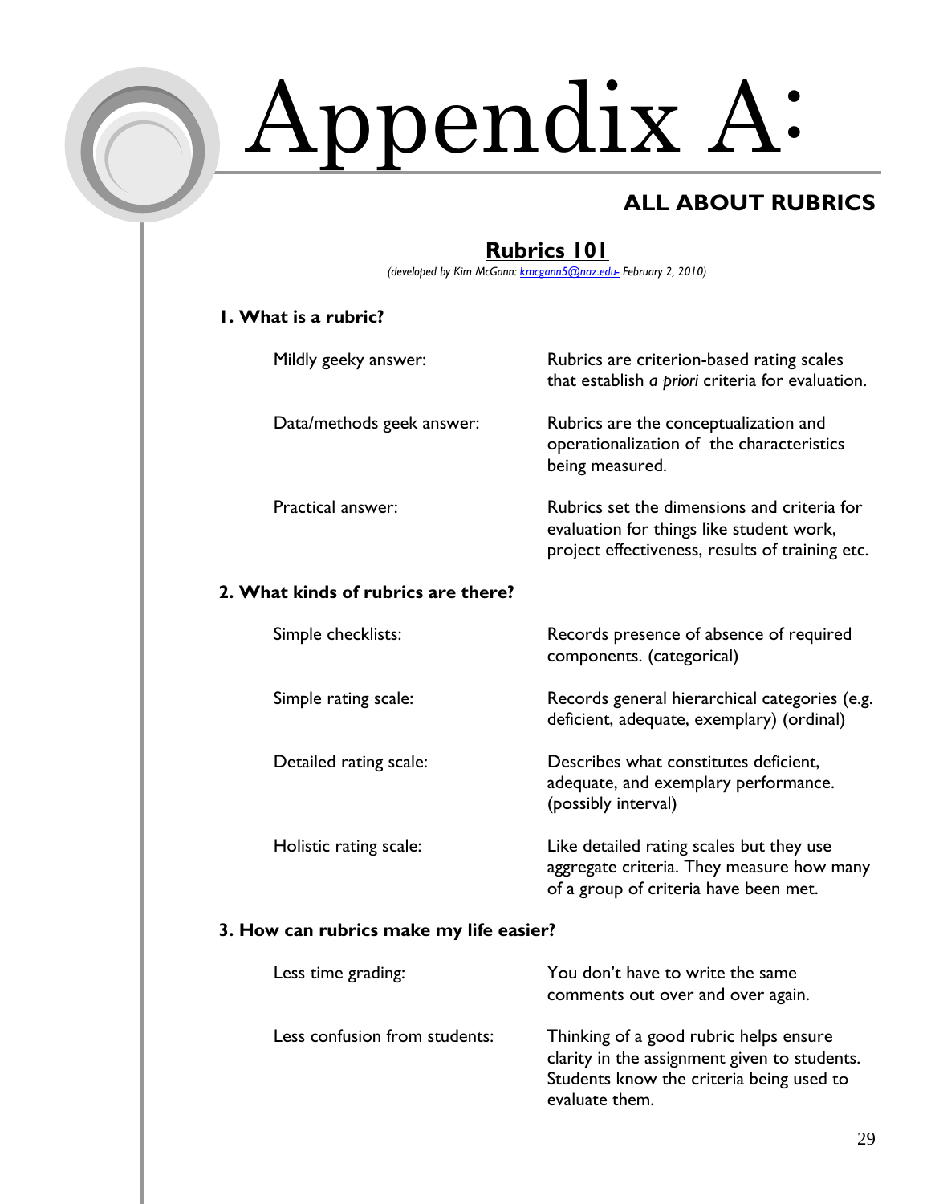# Appendix A:

## ALL ABOUT RUBRICS

### Rubrics 101

*(developed by Kim McGann: kmcgann5@naz.edu- February 2, 2010)*

**1. What is a rubric?**

Mildly geeky answer: Rubrics are criterion-based rating scales that establish *a priori* criteria for evaluation.

Data/methods geek answer: Rubrics are the conceptualization and operationalization of the characteristics being measured.

Practical answer: Rubrics set the dimensions and criteria for evaluation for things like student work, project effectiveness, results of training etc.

**2. What kinds of rubrics are there?**

Simple checklists: Records presence of absence of required components. (categorical)

Simple rating scale: Records general hierarchical categories (e.g. deficient, adequate, exemplary) (ordinal)

Detailed rating scale: Describes what constitutes deficient, adequate, and exemplary performance. (possibly interval)

Holistic rating scale: Like detailed rating scales but they use aggregate criteria. They measure how many of a group of criteria have been met.

**3. How can rubrics make my life easier?**

Less time grading: You don't have to write the same comments out over and over again.

Less confusion from students: Thinking of a good rubric helps ensure clarity in the assignment given to students. Students know the criteria being used to evaluate them.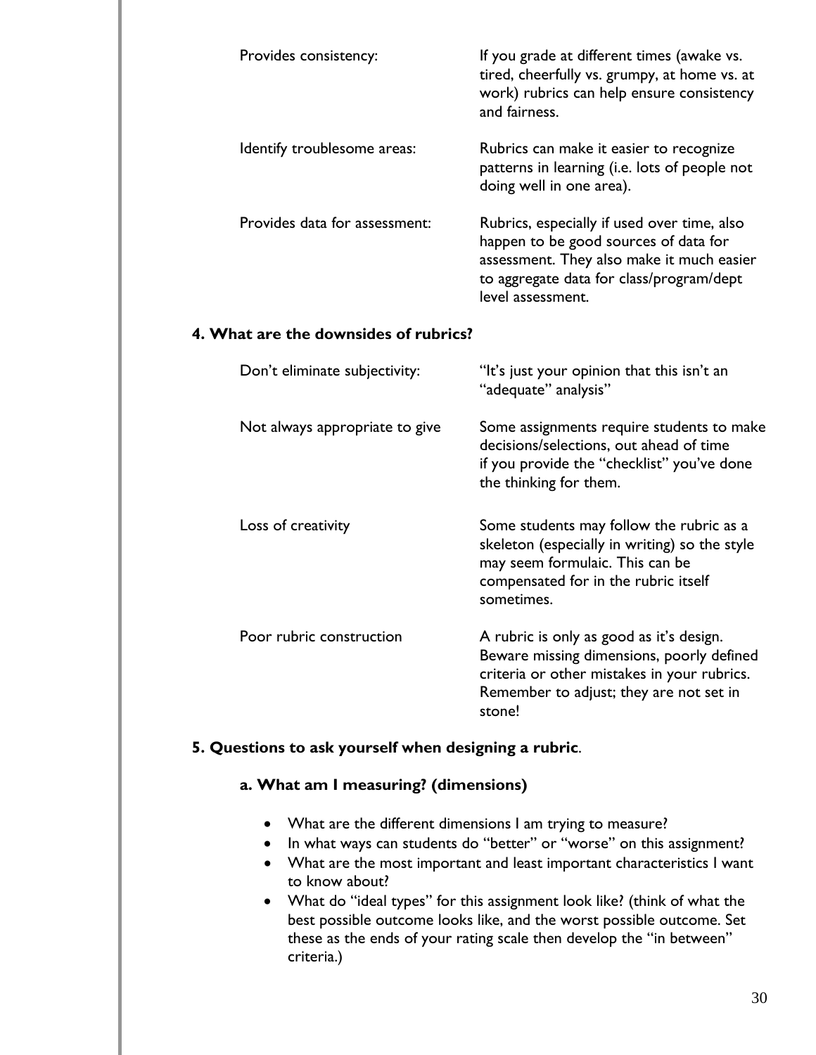| | |
|---|---|
| Provides consistency: | If you grade at different times (awake vs. tired, cheerfully vs. grumpy, at home vs. at work) rubrics can help ensure consistency and fairness. |
| Identify troublesome areas: | Rubrics can make it easier to recognize patterns in learning (i.e. lots of people not doing well in one area). |
| Provides data for assessment: | Rubrics, especially if used over time, also happen to be good sources of data for assessment. They also make it much easier to aggregate data for class/program/dept level assessment. |

**4. What are the downsides of rubrics?**

| | |
|---|---|
| Don't eliminate subjectivity: | "It's just your opinion that this isn't an "adequate" analysis" |
| Not always appropriate to give | Some assignments require students to make decisions/selections, out ahead of time if you provide the "checklist" you've done the thinking for them. |
| Loss of creativity | Some students may follow the rubric as a skeleton (especially in writing) so the style may seem formulaic. This can be compensated for in the rubric itself sometimes. |
| Poor rubric construction | A rubric is only as good as it's design. Beware missing dimensions, poorly defined criteria or other mistakes in your rubrics. Remember to adjust; they are not set in stone! |

**5. Questions to ask yourself when designing a rubric**.

**a. What am I measuring? (dimensions)**

- What are the different dimensions I am trying to measure?
- In what ways can students do "better" or "worse" on this assignment?
- What are the most important and least important characteristics I want to know about?
- What do "ideal types" for this assignment look like? (think of what the best possible outcome looks like, and the worst possible outcome. Set these as the ends of your rating scale then develop the "in between" criteria.)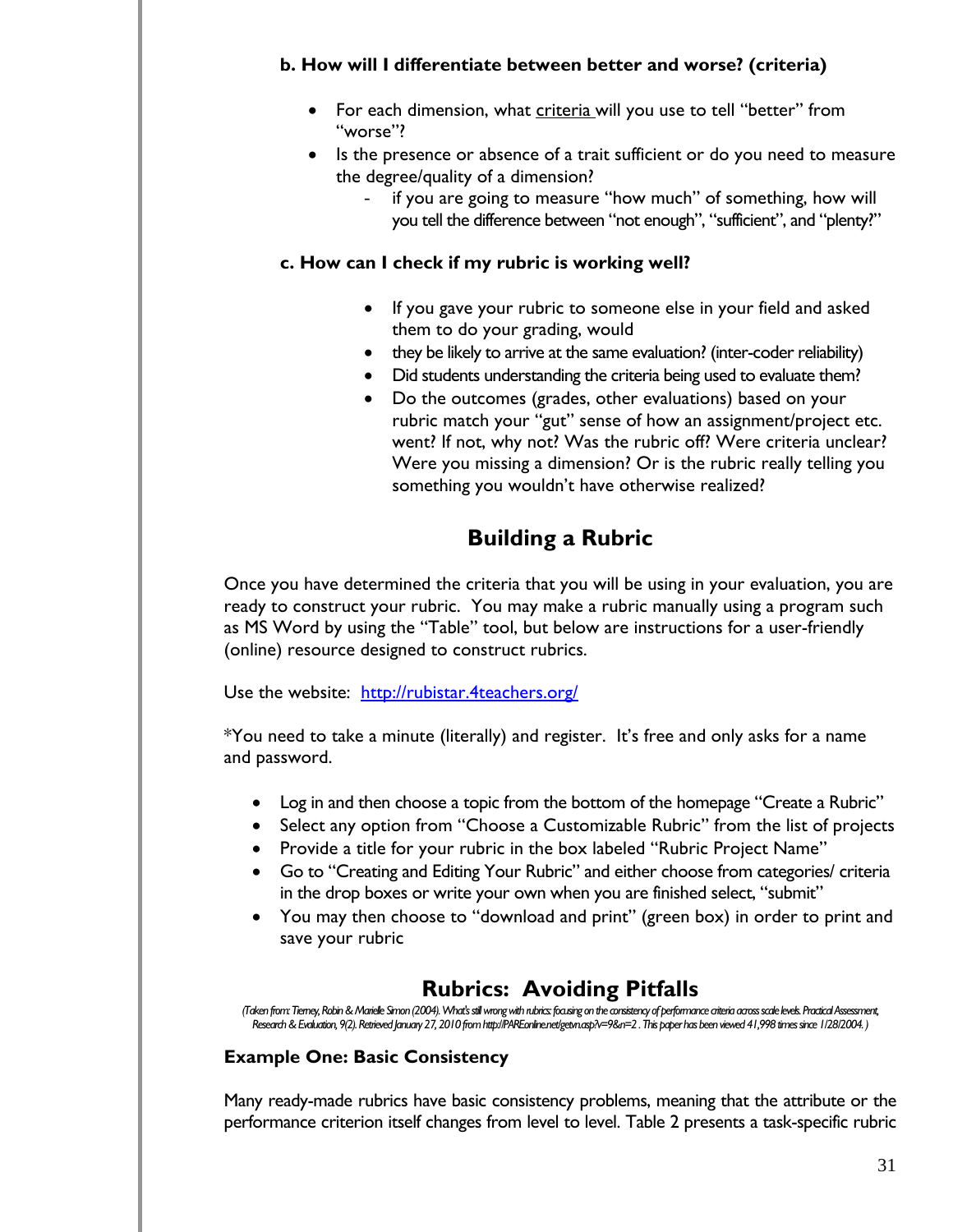### b. How will I differentiate between better and worse? (criteria)

- For each dimension, what criteria will you use to tell "better" from "worse"?
- Is the presence or absence of a trait sufficient or do you need to measure the degree/quality of a dimension?
  - if you are going to measure "how much" of something, how will you tell the difference between "not enough", "sufficient", and "plenty?"

### c. How can I check if my rubric is working well?

- If you gave your rubric to someone else in your field and asked them to do your grading, would
- they be likely to arrive at the same evaluation? (inter-coder reliability)
- Did students understanding the criteria being used to evaluate them?
- Do the outcomes (grades, other evaluations) based on your rubric match your "gut" sense of how an assignment/project etc. went? If not, why not? Was the rubric off? Were criteria unclear? Were you missing a dimension? Or is the rubric really telling you something you wouldn't have otherwise realized?

## Building a Rubric

Once you have determined the criteria that you will be using in your evaluation, you are ready to construct your rubric. You may make a rubric manually using a program such as MS Word by using the "Table" tool, but below are instructions for a user-friendly (online) resource designed to construct rubrics.

Use the website: http://rubistar.4teachers.org/

*You need to take a minute (literally) and register. It's free and only asks for a name and password.

- Log in and then choose a topic from the bottom of the homepage "Create a Rubric"
- Select any option from "Choose a Customizable Rubric" from the list of projects
- Provide a title for your rubric in the box labeled "Rubric Project Name"
- Go to "Creating and Editing Your Rubric" and either choose from categories/ criteria in the drop boxes or write your own when you are finished select, "submit"
- You may then choose to "download and print" (green box) in order to print and save your rubric

## Rubrics: Avoiding Pitfalls

*(Taken from: Tierney, Robin & Marielle Simon (2004). What's still wrong with rubrics: focusing on the consistency of performance criteria across scale levels. Practical Assessment, Research & Evaluation, 9(2). Retrieved January 27, 2010 from http://PAREonline.net/getvn.asp?v=9&n=2 . This paper has been viewed 41,998 times since 1/28/2004.)*

### Example One: Basic Consistency

Many ready-made rubrics have basic consistency problems, meaning that the attribute or the performance criterion itself changes from level to level. Table 2 presents a task-specific rubric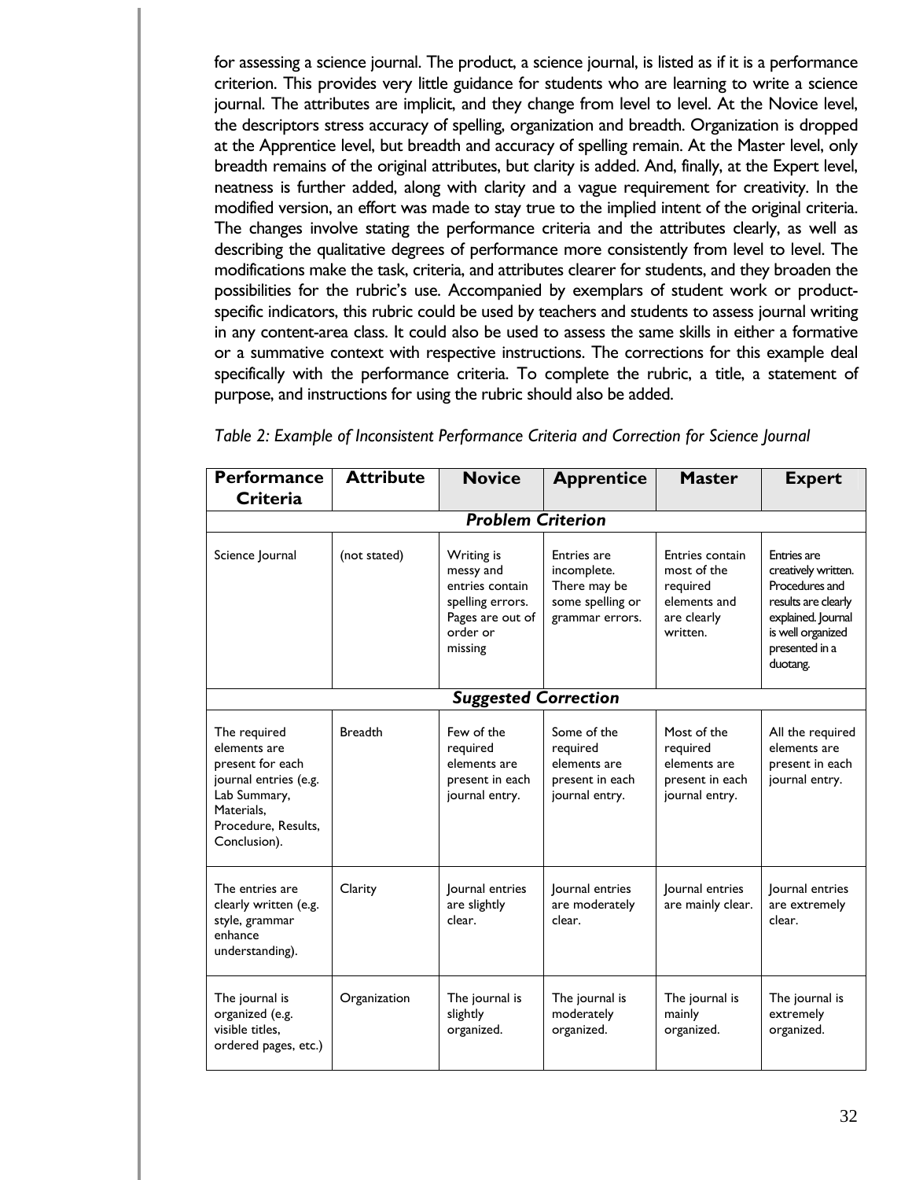for assessing a science journal. The product, a science journal, is listed as if it is a performance criterion. This provides very little guidance for students who are learning to write a science journal. The attributes are implicit, and they change from level to level. At the Novice level, the descriptors stress accuracy of spelling, organization and breadth. Organization is dropped at the Apprentice level, but breadth and accuracy of spelling remain. At the Master level, only breadth remains of the original attributes, but clarity is added. And, finally, at the Expert level, neatness is further added, along with clarity and a vague requirement for creativity. In the modified version, an effort was made to stay true to the implied intent of the original criteria. The changes involve stating the performance criteria and the attributes clearly, as well as describing the qualitative degrees of performance more consistently from level to level. The modifications make the task, criteria, and attributes clearer for students, and they broaden the possibilities for the rubric's use. Accompanied by exemplars of student work or product-specific indicators, this rubric could be used by teachers and students to assess journal writing in any content-area class. It could also be used to assess the same skills in either a formative or a summative context with respective instructions. The corrections for this example deal specifically with the performance criteria. To complete the rubric, a title, a statement of purpose, and instructions for using the rubric should also be added.

*Table 2: Example of Inconsistent Performance Criteria and Correction for Science Journal*

| Performance Criteria | Attribute | Novice | Apprentice | Master | Expert |
|---|---|---|---|---|---|
| ***Problem Criterion*** | | | | | |
| Science Journal | (not stated) | Writing is messy and entries contain spelling errors. Pages are out of order or missing | Entries are incomplete. There may be some spelling or grammar errors. | Entries contain most of the required elements and are clearly written. | Entries are creatively written. Procedures and results are clearly explained. Journal is well organized presented in a duotang. |
| ***Suggested Correction*** | | | | | |
| The required elements are present for each journal entries (e.g. Lab Summary, Materials, Procedure, Results, Conclusion). | Breadth | Few of the required elements are present in each journal entry. | Some of the required elements are present in each journal entry. | Most of the required elements are present in each journal entry. | All the required elements are present in each journal entry. |
| The entries are clearly written (e.g. style, grammar enhance understanding). | Clarity | Journal entries are slightly clear. | Journal entries are moderately clear. | Journal entries are mainly clear. | Journal entries are extremely clear. |
| The journal is organized (e.g. visible titles, ordered pages, etc.) | Organization | The journal is slightly organized. | The journal is moderately organized. | The journal is mainly organized. | The journal is extremely organized. |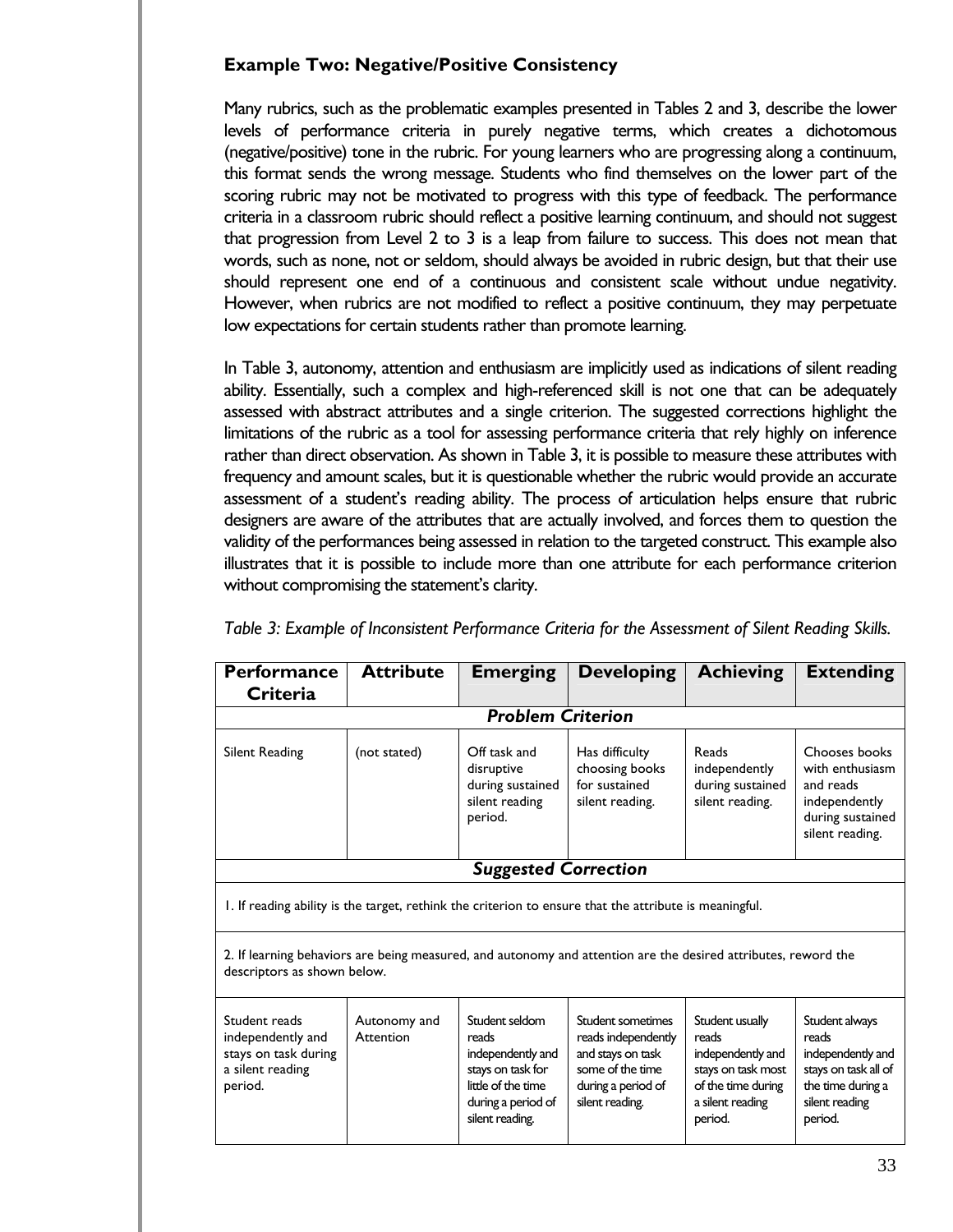### Example Two: Negative/Positive Consistency

Many rubrics, such as the problematic examples presented in Tables 2 and 3, describe the lower levels of performance criteria in purely negative terms, which creates a dichotomous (negative/positive) tone in the rubric. For young learners who are progressing along a continuum, this format sends the wrong message. Students who find themselves on the lower part of the scoring rubric may not be motivated to progress with this type of feedback. The performance criteria in a classroom rubric should reflect a positive learning continuum, and should not suggest that progression from Level 2 to 3 is a leap from failure to success. This does not mean that words, such as none, not or seldom, should always be avoided in rubric design, but that their use should represent one end of a continuous and consistent scale without undue negativity. However, when rubrics are not modified to reflect a positive continuum, they may perpetuate low expectations for certain students rather than promote learning.

In Table 3, autonomy, attention and enthusiasm are implicitly used as indications of silent reading ability. Essentially, such a complex and high-referenced skill is not one that can be adequately assessed with abstract attributes and a single criterion. The suggested corrections highlight the limitations of the rubric as a tool for assessing performance criteria that rely highly on inference rather than direct observation. As shown in Table 3, it is possible to measure these attributes with frequency and amount scales, but it is questionable whether the rubric would provide an accurate assessment of a student's reading ability. The process of articulation helps ensure that rubric designers are aware of the attributes that are actually involved, and forces them to question the validity of the performances being assessed in relation to the targeted construct. This example also illustrates that it is possible to include more than one attribute for each performance criterion without compromising the statement's clarity.

*Table 3: Example of Inconsistent Performance Criteria for the Assessment of Silent Reading Skills.*

| Performance Criteria | Attribute | Emerging | Developing | Achieving | Extending |
|---|---|---|---|---|---|
| ***Problem Criterion*** | | | | | |
| Silent Reading | (not stated) | Off task and disruptive during sustained silent reading period. | Has difficulty choosing books for sustained silent reading. | Reads independently during sustained silent reading. | Chooses books with enthusiasm and reads independently during sustained silent reading. |
| ***Suggested Correction*** | | | | | |
| 1. If reading ability is the target, rethink the criterion to ensure that the attribute is meaningful. | | | | | |
| 2. If learning behaviors are being measured, and autonomy and attention are the desired attributes, reword the descriptors as shown below. | | | | | |
| Student reads independently and stays on task during a silent reading period. | Autonomy and Attention | Student seldom reads independently and stays on task for little of the time during a period of silent reading. | Student sometimes reads independently and stays on task some of the time during a period of silent reading. | Student usually reads independently and stays on task most of the time during a silent reading period. | Student always reads independently and stays on task all of the time during a silent reading period. |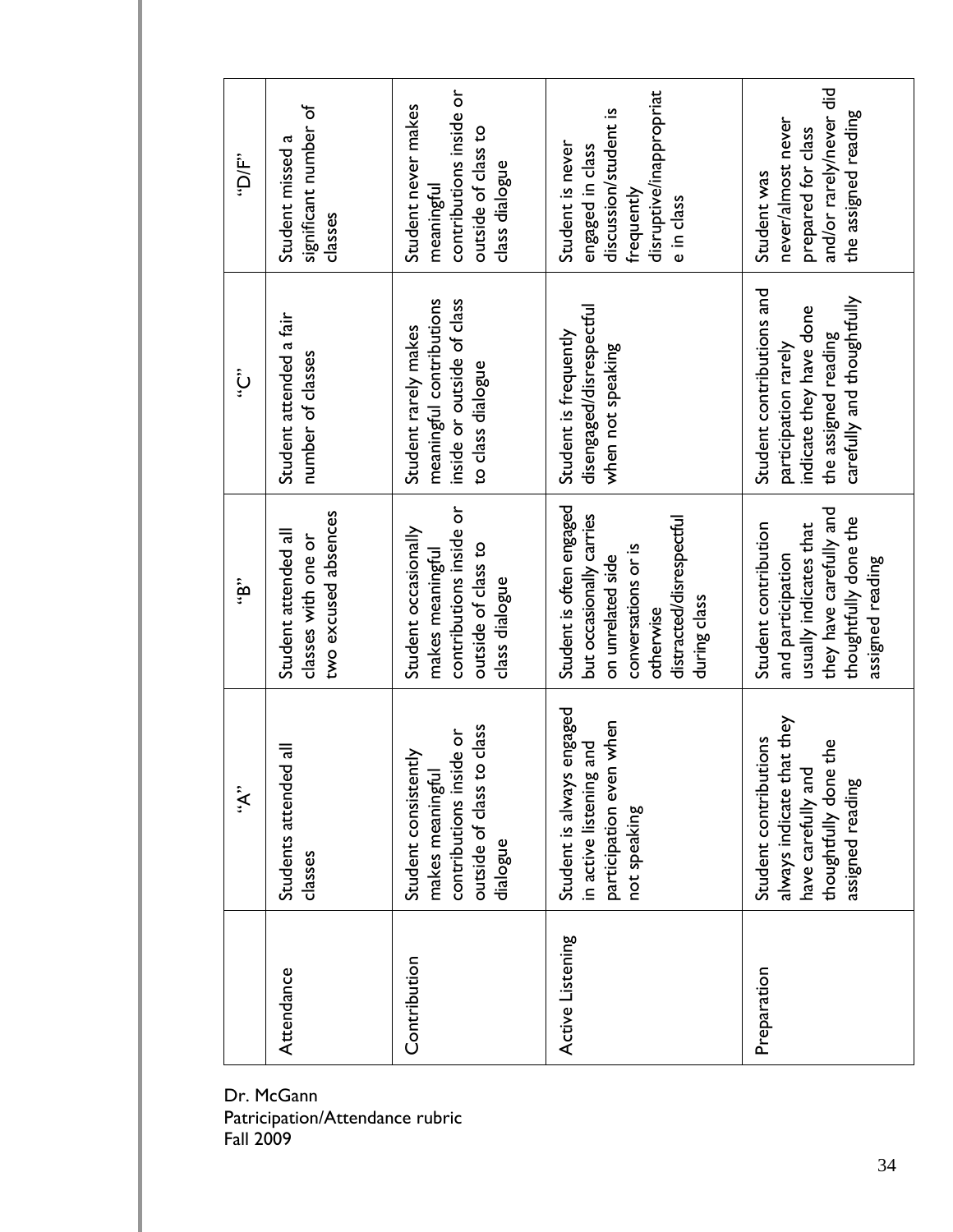Dr. McGann
Patricipation/Attendance rubric
Fall 2009

| | "A" | "B" | "C" | "D/F" |
|---|---|---|---|---|
| Attendance | Students attended all classes | Student attended all classes with one or two excused absences | Student attended a fair number of classes | Student missed a significant number of classes |
| Contribution | Student consistently makes meaningful contributions inside or outside of class to class dialogue | Student occasionally makes meaningful contributions inside or outside of class to class dialogue | Student rarely makes meaningful contributions inside or outside of class to class dialogue | Student never makes meaningful contributions inside or outside of class to class dialogue |
| Active Listening | Student is always engaged in active listening and participation even when not speaking | Student is often engaged but occasionally carries on unrelated side conversations or is otherwise distracted/disrespectful during class | Student is frequently disengaged/disrespectful when not speaking | Student is never engaged in class discussion/student is frequently disruptive/inappropriate in class |
| Preparation | Student contributions always indicate that they have carefully and thoughtfully done the assigned reading | Student contribution and participation usually indicates that they have carefully and thoughtfully done the assigned reading | Student contributions and participation rarely indicate they have done the assigned reading carefully and thoughtfully | Student was never/almost never prepared for class and/or rarely/never did the assigned reading |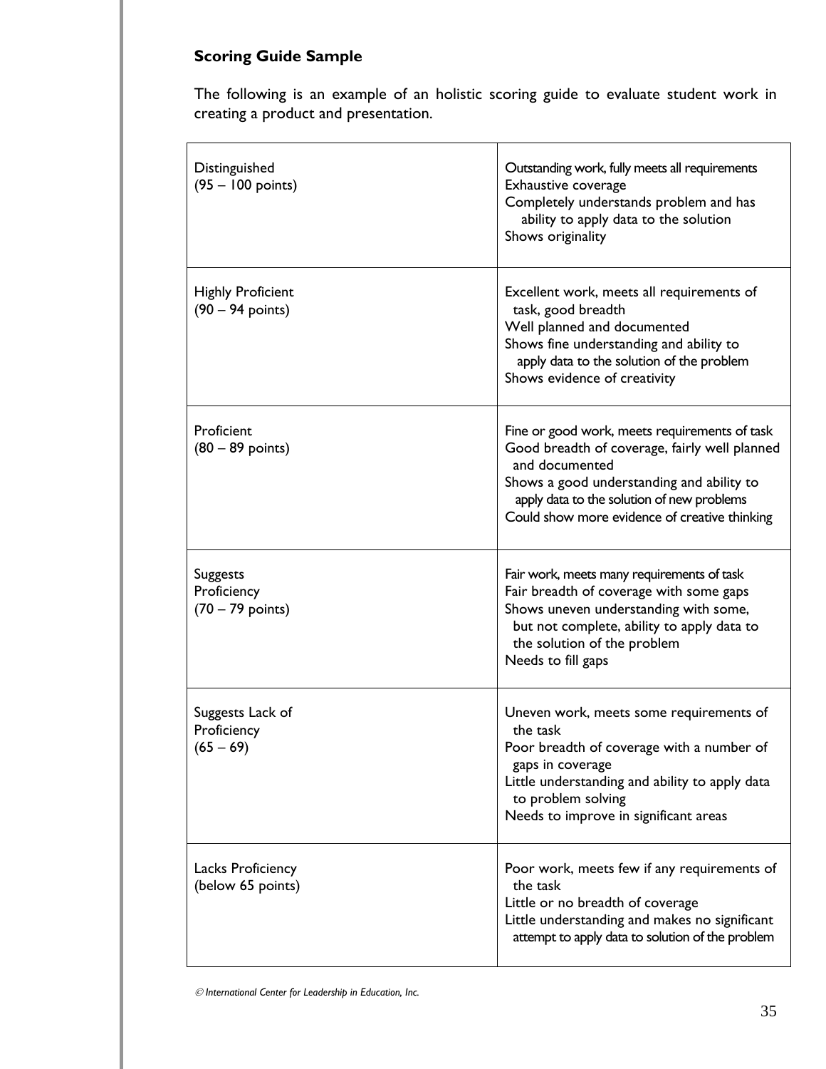**Scoring Guide Sample**

The following is an example of an holistic scoring guide to evaluate student work in creating a product and presentation.

| Level | Description |
| --- | --- |
| Distinguished (95 – 100 points) | Outstanding work, fully meets all requirements<br>Exhaustive coverage<br>Completely understands problem and has ability to apply data to the solution<br>Shows originality |
| Highly Proficient (90 – 94 points) | Excellent work, meets all requirements of task, good breadth<br>Well planned and documented<br>Shows fine understanding and ability to apply data to the solution of the problem<br>Shows evidence of creativity |
| Proficient (80 – 89 points) | Fine or good work, meets requirements of task<br>Good breadth of coverage, fairly well planned and documented<br>Shows a good understanding and ability to apply data to the solution of new problems<br>Could show more evidence of creative thinking |
| Suggests Proficiency (70 – 79 points) | Fair work, meets many requirements of task<br>Fair breadth of coverage with some gaps<br>Shows uneven understanding with some, but not complete, ability to apply data to the solution of the problem<br>Needs to fill gaps |
| Suggests Lack of Proficiency (65 – 69) | Uneven work, meets some requirements of the task<br>Poor breadth of coverage with a number of gaps in coverage<br>Little understanding and ability to apply data to problem solving<br>Needs to improve in significant areas |
| Lacks Proficiency (below 65 points) | Poor work, meets few if any requirements of the task<br>Little or no breadth of coverage<br>Little understanding and makes no significant attempt to apply data to solution of the problem |

*© International Center for Leadership in Education, Inc.*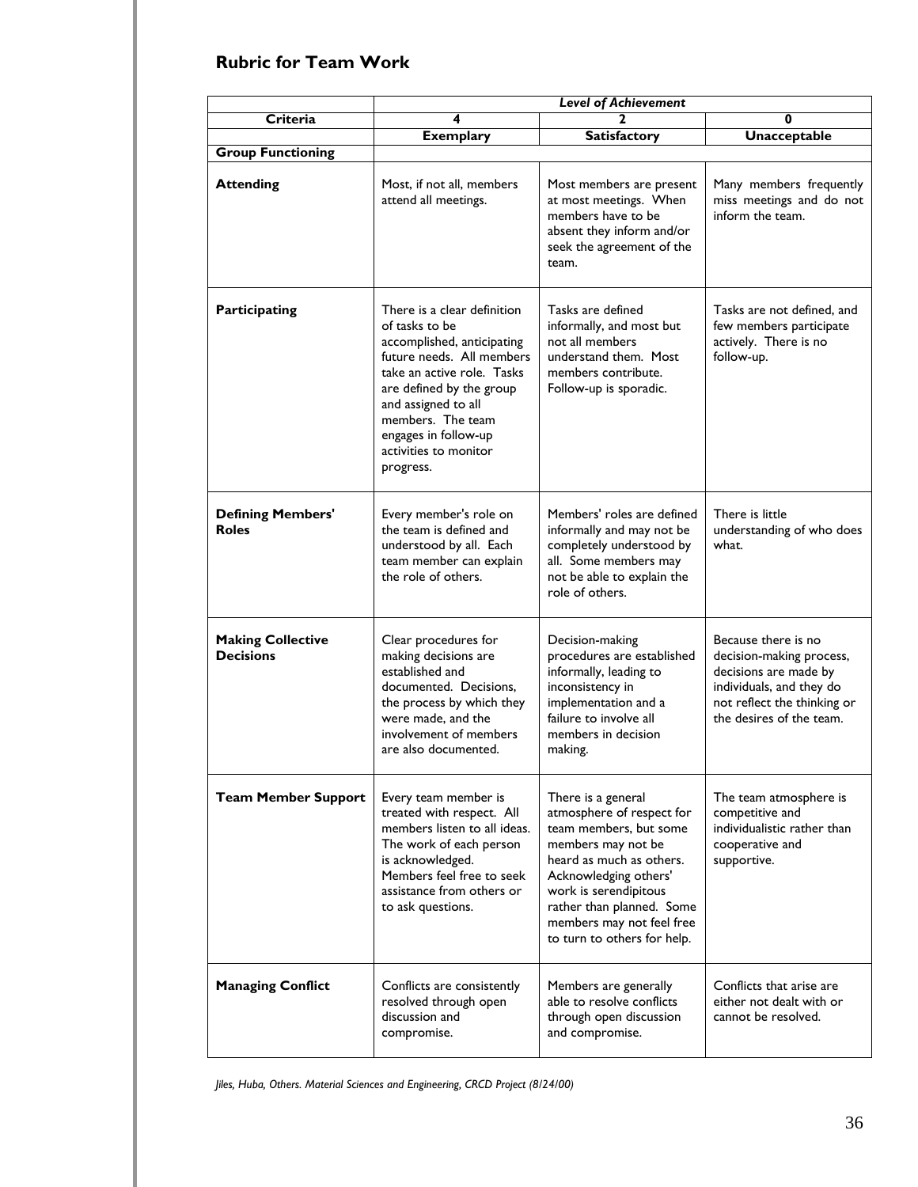## Rubric for Team Work

| | *Level of Achievement* | | |
|---|---|---|---|
| **Criteria** | **4** | **2** | **0** |
| | **Exemplary** | **Satisfactory** | **Unacceptable** |
| **Group Functioning** | | | |
| **Attending** | Most, if not all, members attend all meetings. | Most members are present at most meetings. When members have to be absent they inform and/or seek the agreement of the team. | Many members frequently miss meetings and do not inform the team. |
| **Participating** | There is a clear definition of tasks to be accomplished, anticipating future needs. All members take an active role. Tasks are defined by the group and assigned to all members. The team engages in follow-up activities to monitor progress. | Tasks are defined informally, and most but not all members understand them. Most members contribute. Follow-up is sporadic. | Tasks are not defined, and few members participate actively. There is no follow-up. |
| **Defining Members' Roles** | Every member's role on the team is defined and understood by all. Each team member can explain the role of others. | Members' roles are defined informally and may not be completely understood by all. Some members may not be able to explain the role of others. | There is little understanding of who does what. |
| **Making Collective Decisions** | Clear procedures for making decisions are established and documented. Decisions, the process by which they were made, and the involvement of members are also documented. | Decision-making procedures are established informally, leading to inconsistency in implementation and a failure to involve all members in decision making. | Because there is no decision-making process, decisions are made by individuals, and they do not reflect the thinking or the desires of the team. |
| **Team Member Support** | Every team member is treated with respect. All members listen to all ideas. The work of each person is acknowledged. Members feel free to seek assistance from others or to ask questions. | There is a general atmosphere of respect for team members, but some members may not be heard as much as others. Acknowledging others' work is serendipitous rather than planned. Some members may not feel free to turn to others for help. | The team atmosphere is competitive and individualistic rather than cooperative and supportive. |
| **Managing Conflict** | Conflicts are consistently resolved through open discussion and compromise. | Members are generally able to resolve conflicts through open discussion and compromise. | Conflicts that arise are either not dealt with or cannot be resolved. |

*Jiles, Huba, Others. Material Sciences and Engineering, CRCD Project (8/24/00)*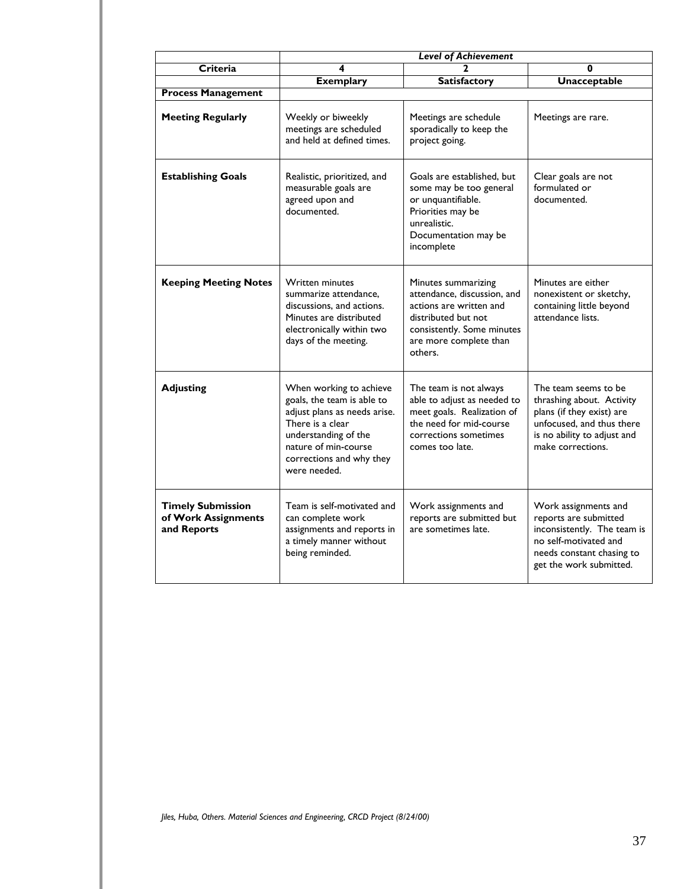| | *Level of Achievement* | | |
|---|---|---|---|
| **Criteria** | **4** | **2** | **0** |
| | **Exemplary** | **Satisfactory** | **Unacceptable** |
| **Process Management** | | | |
| **Meeting Regularly** | Weekly or biweekly meetings are scheduled and held at defined times. | Meetings are schedule sporadically to keep the project going. | Meetings are rare. |
| **Establishing Goals** | Realistic, prioritized, and measurable goals are agreed upon and documented. | Goals are established, but some may be too general or unquantifiable. Priorities may be unrealistic. Documentation may be incomplete | Clear goals are not formulated or documented. |
| **Keeping Meeting Notes** | Written minutes summarize attendance, discussions, and actions. Minutes are distributed electronically within two days of the meeting. | Minutes summarizing attendance, discussion, and actions are written and distributed but not consistently. Some minutes are more complete than others. | Minutes are either nonexistent or sketchy, containing little beyond attendance lists. |
| **Adjusting** | When working to achieve goals, the team is able to adjust plans as needs arise. There is a clear understanding of the nature of min-course corrections and why they were needed. | The team is not always able to adjust as needed to meet goals. Realization of the need for mid-course corrections sometimes comes too late. | The team seems to be thrashing about. Activity plans (if they exist) are unfocused, and thus there is no ability to adjust and make corrections. |
| **Timely Submission of Work Assignments and Reports** | Team is self-motivated and can complete work assignments and reports in a timely manner without being reminded. | Work assignments and reports are submitted but are sometimes late. | Work assignments and reports are submitted inconsistently. The team is no self-motivated and needs constant chasing to get the work submitted. |

*Jiles, Huba, Others. Material Sciences and Engineering, CRCD Project (8/24/00)*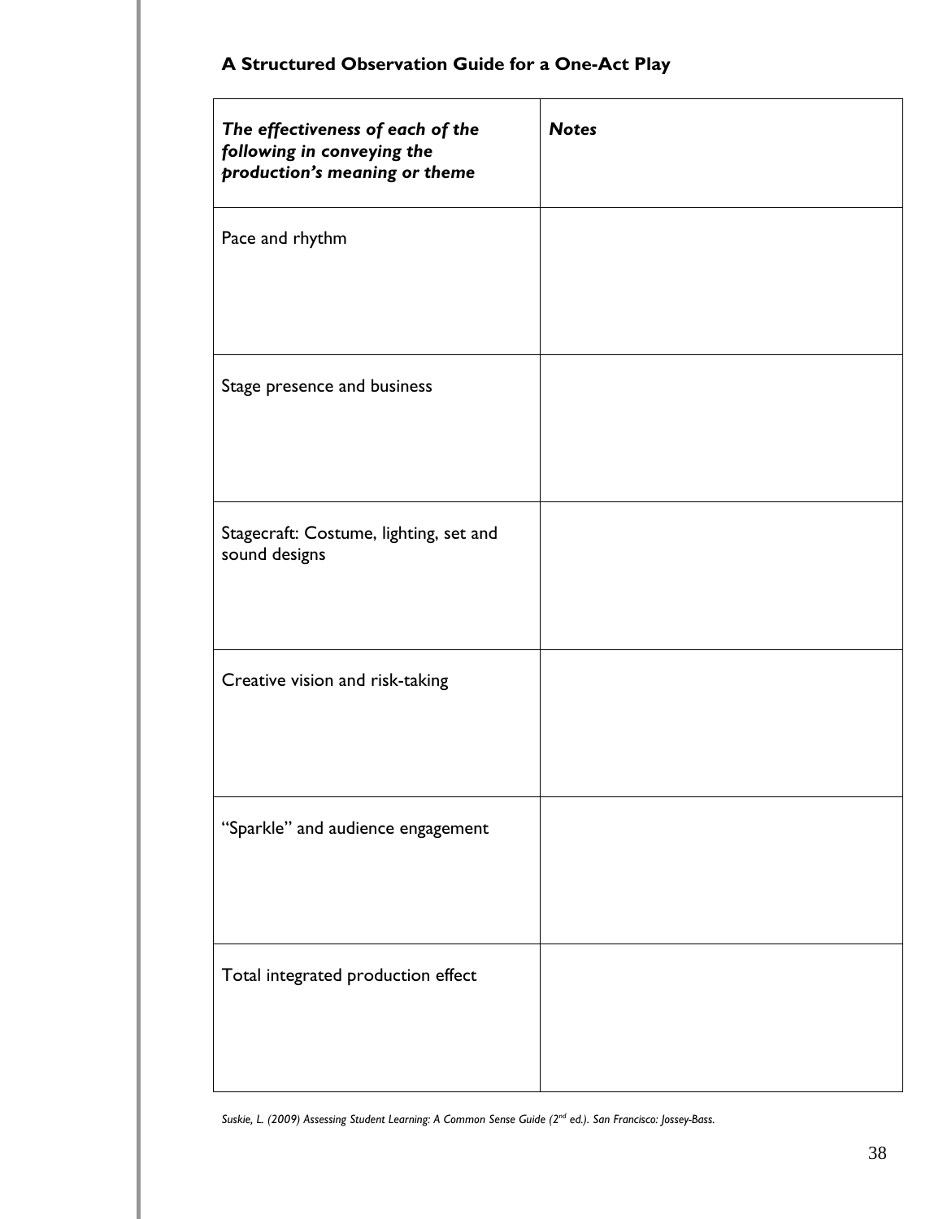**A Structured Observation Guide for a One-Act Play**

| ***The effectiveness of each of the following in conveying the production's meaning or theme*** | ***Notes*** |
|---|---|
| Pace and rhythm | |
| Stage presence and business | |
| Stagecraft: Costume, lighting, set and sound designs | |
| Creative vision and risk-taking | |
| "Sparkle" and audience engagement | |
| Total integrated production effect | |

*Suskie, L. (2009) Assessing Student Learning: A Common Sense Guide (2nd ed.). San Francisco: Jossey-Bass.*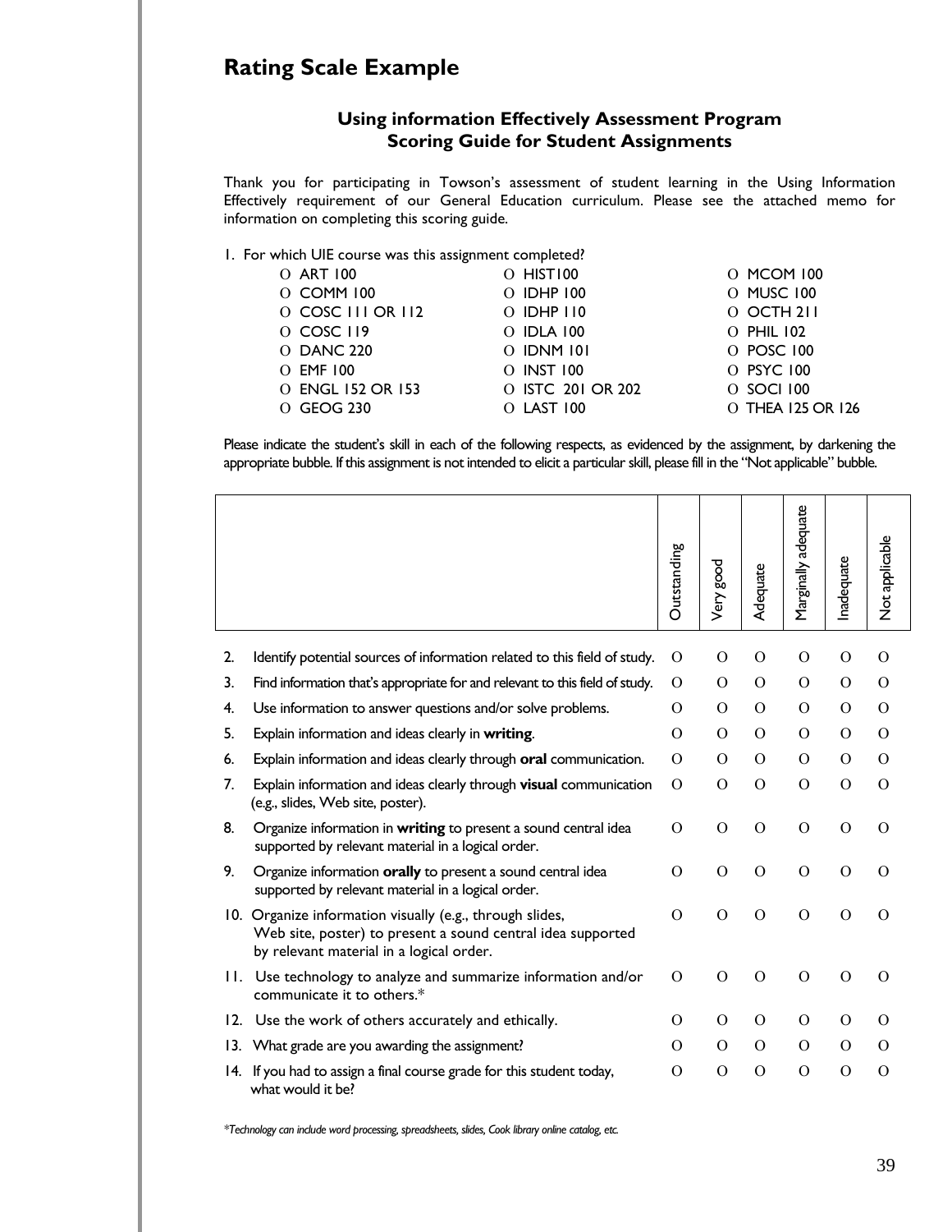## Rating Scale Example

### Using information Effectively Assessment Program
### Scoring Guide for Student Assignments

Thank you for participating in Towson's assessment of student learning in the Using Information Effectively requirement of our General Education curriculum. Please see the attached memo for information on completing this scoring guide.

1. For which UIE course was this assignment completed?

| | | |
|---|---|---|
| O ART 100 | O HIST100 | O MCOM 100 |
| O COMM 100 | O IDHP 100 | O MUSC 100 |
| O COSC 111 OR 112 | O IDHP 110 | O OCTH 211 |
| O COSC 119 | O IDLA 100 | O PHIL 102 |
| O DANC 220 | O IDNM 101 | O POSC 100 |
| O EMF 100 | O INST 100 | O PSYC 100 |
| O ENGL 152 OR 153 | O ISTC 201 OR 202 | O SOCI 100 |
| O GEOG 230 | O LAST 100 | O THEA 125 OR 126 |

Please indicate the student's skill in each of the following respects, as evidenced by the assignment, by darkening the appropriate bubble. If this assignment is not intended to elicit a particular skill, please fill in the "Not applicable" bubble.

| | Outstanding | Very good | Adequate | Marginally adequate | Inadequate | Not applicable |
|---|---|---|---|---|---|---|
| 2. Identify potential sources of information related to this field of study. | O | O | O | O | O | O |
| 3. Find information that's appropriate for and relevant to this field of study. | O | O | O | O | O | O |
| 4. Use information to answer questions and/or solve problems. | O | O | O | O | O | O |
| 5. Explain information and ideas clearly in **writing**. | O | O | O | O | O | O |
| 6. Explain information and ideas clearly through **oral** communication. | O | O | O | O | O | O |
| 7. Explain information and ideas clearly through **visual** communication (e.g., slides, Web site, poster). | O | O | O | O | O | O |
| 8. Organize information in **writing** to present a sound central idea supported by relevant material in a logical order. | O | O | O | O | O | O |
| 9. Organize information **orally** to present a sound central idea supported by relevant material in a logical order. | O | O | O | O | O | O |
| 10. Organize information visually (e.g., through slides, Web site, poster) to present a sound central idea supported by relevant material in a logical order. | O | O | O | O | O | O |
| 11. Use technology to analyze and summarize information and/or communicate it to others.* | O | O | O | O | O | O |
| 12. Use the work of others accurately and ethically. | O | O | O | O | O | O |
| 13. What grade are you awarding the assignment? | O | O | O | O | O | O |
| 14. If you had to assign a final course grade for this student today, what would it be? | O | O | O | O | O | O |

*\*Technology can include word processing, spreadsheets, slides, Cook library online catalog, etc.*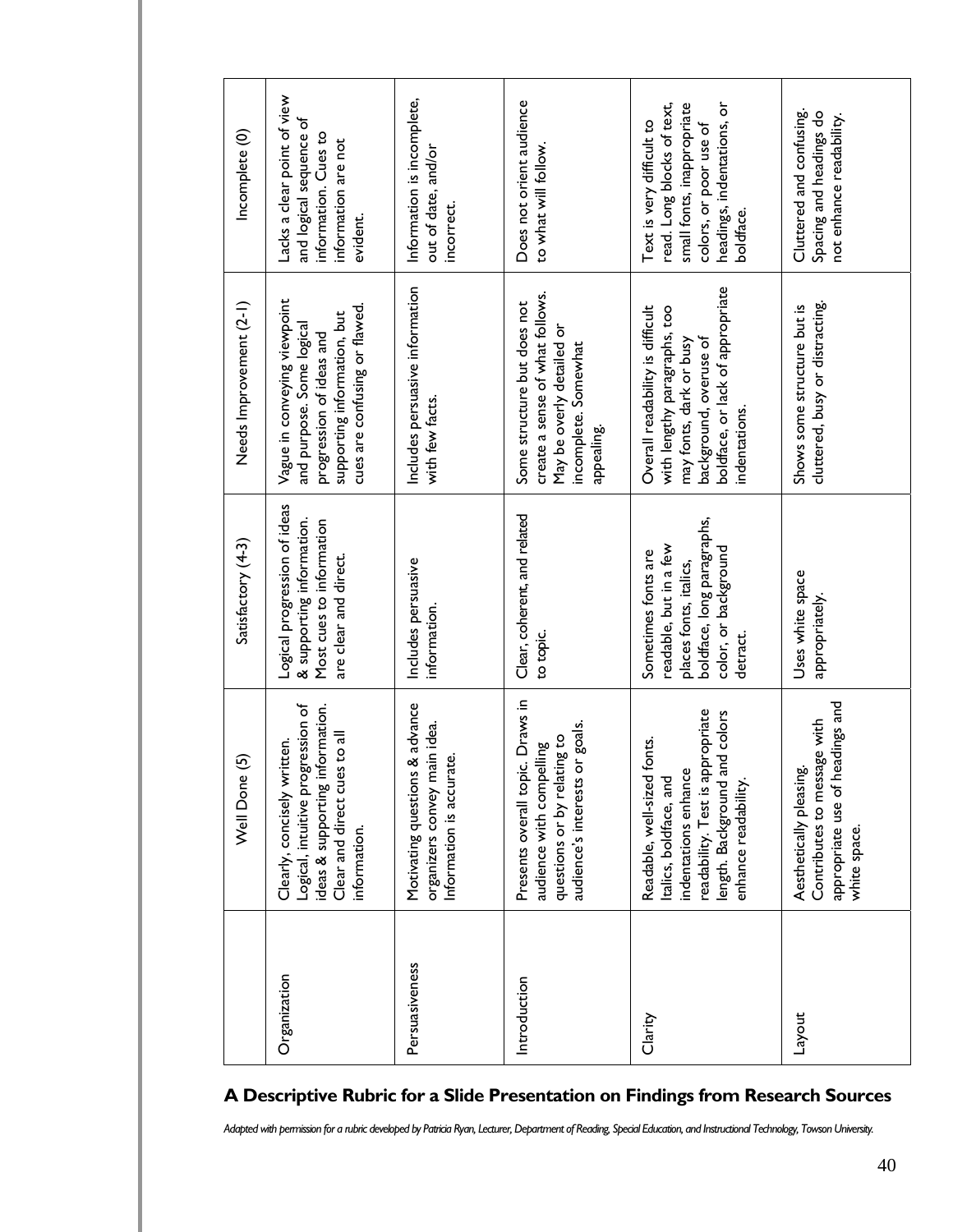| | Well Done (5) | Satisfactory (4-3) | Needs Improvement (2-1) | Incomplete (0) |
|---|---|---|---|---|
| Organization | Clearly, concisely written. Logical, intuitive progression of ideas & supporting information. Clear and direct cues to all information. | Logical progression of ideas & supporting information. Most cues to information are clear and direct. | Vague in conveying viewpoint and purpose. Some logical progression of ideas and supporting information, but cues are confusing or flawed. | Lacks a clear point of view and logical sequence of information. Cues to information are not evident. |
| Persuasiveness | Motivating questions & advance organizers convey main idea. Information is accurate. | Includes persuasive information. | Includes persuasive information with few facts. | Information is incomplete, out of date, and/or incorrect. |
| Introduction | Presents overall topic. Draws in audience with compelling questions or by relating to audience's interests or goals. | Clear, coherent, and related to topic. | Some structure but does not create a sense of what follows. May be overly detailed or incomplete. Somewhat appealing. | Does not orient audience to what will follow. |
| Clarity | Readable, well-sized fonts. Italics, boldface, and indentations enhance readability. Test is appropriate length. Background and colors enhance readability. | Sometimes fonts are readable, but in a few places fonts, italics, boldface, long paragraphs, color, or background detract. | Overall readability is difficult with lengthy paragraphs, too may fonts, dark or busy background, overuse of boldface, or lack of appropriate indentations. | Text is very difficult to read. Long blocks of text, small fonts, inappropriate colors, or poor use of headings, indentations, or boldface. |
| Layout | Aesthetically pleasing. Contributes to message with appropriate use of headings and white space. | Uses white space appropriately. | Shows some structure but is cluttered, busy or distracting. | Cluttered and confusing. Spacing and headings do not enhance readability. |

**A Descriptive Rubric for a Slide Presentation on Findings from Research Sources**

*Adapted with permission for a rubric developed by Patricia Ryan, Lecturer, Department of Reading, Special Education, and Instructional Technology, Towson University.*